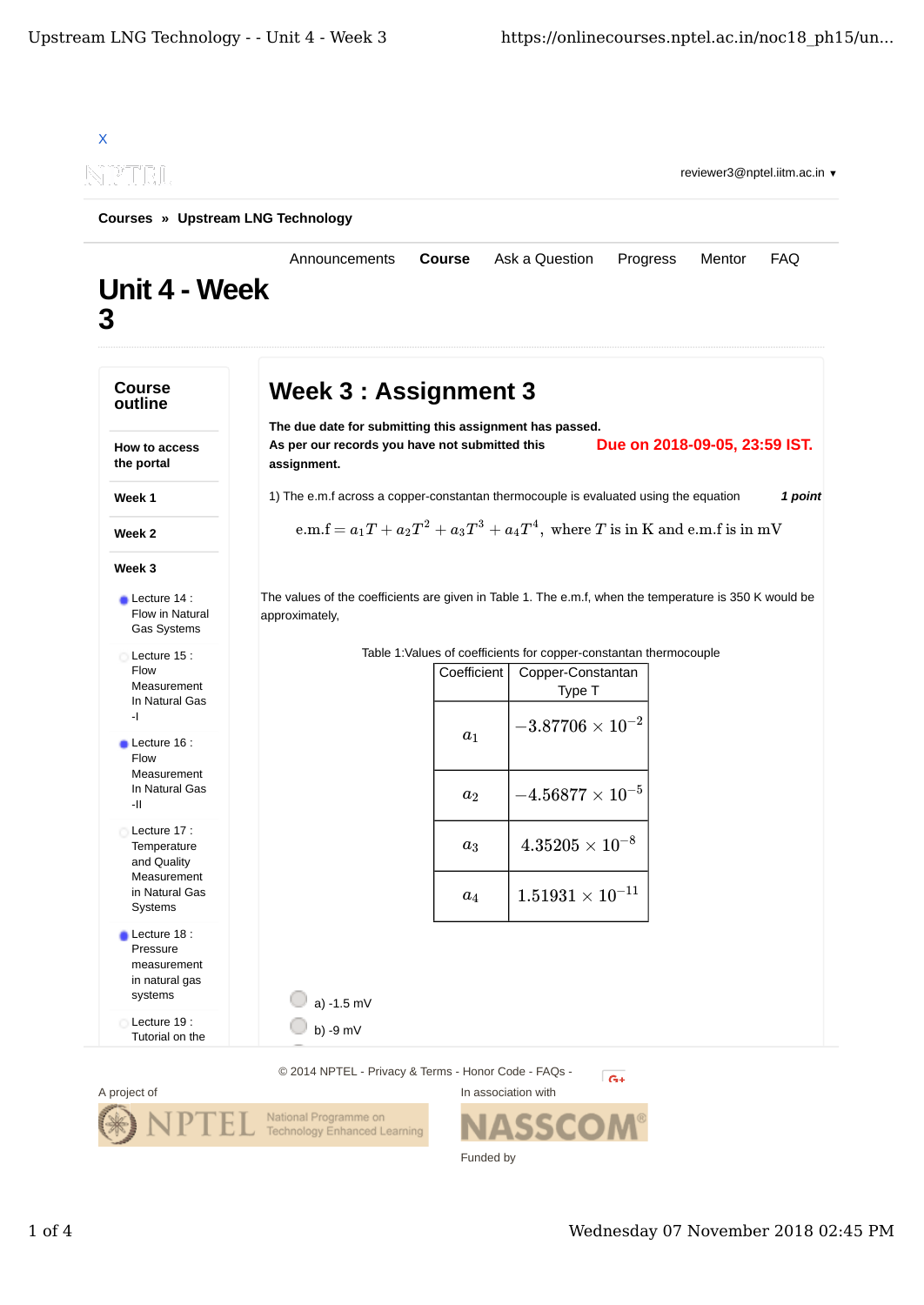X

reviewer3@nptel.iitm.ac.in ▾

**Courses » Upstream LNG Technology**

Announcements **Course** Ask a Question Progress Mentor FAQ

# Unit 4 - Week 3

**Course outline**

**How to access the portal**

**Week 1**

**Week 2**

**Week 3**

- Lecture 14 : Flow in Natural Gas Systems
- Lecture 15 : Flow Measurement In Natural Gas -I
- Lecture 16 : Flow Measurement In Natural Gas -II
- Lecture 17 : Temperature and Quality Measurement in Natural Gas Systems
- Lecture 18 : Pressure measurement in natural gas systems
- Lecture 19 : Tutorial on the

## Week 3 : Assignment 3

**The due date for submitting this assignment has passed.**

**As per our records you have not submitted this assignment.**

**Due on 2018-09-05, 23:59 IST.**

1) The e.m.f across a copper-constantan thermocouple is evaluated using the equation *1 point*

$$\text{e.m.f} = a_1 T + a_2 T^2 + a_3 T^3 + a_4 T^4, \text{ where } T \text{ is in K and e.m.f is in mV}$$

The values of the coefficients are given in Table 1. The e.m.f, when the temperature is 350 K would be approximately,

Table 1:Values of coefficients for copper-constantan thermocouple

| Coefficient | Copper-Constantan Type T |
|---|---|
| $a_1$ | $-3.87706 \times 10^{-2}$ |
| $a_2$ | $-4.56877 \times 10^{-5}$ |
| $a_3$ | $4.35205 \times 10^{-8}$ |
| $a_4$ | $1.51931 \times 10^{-11}$ |

a) -1.5 mV

b) -9 mV

© 2014 NPTEL - Privacy & Terms - Honor Code - FAQs -

A project of

In association with

Funded by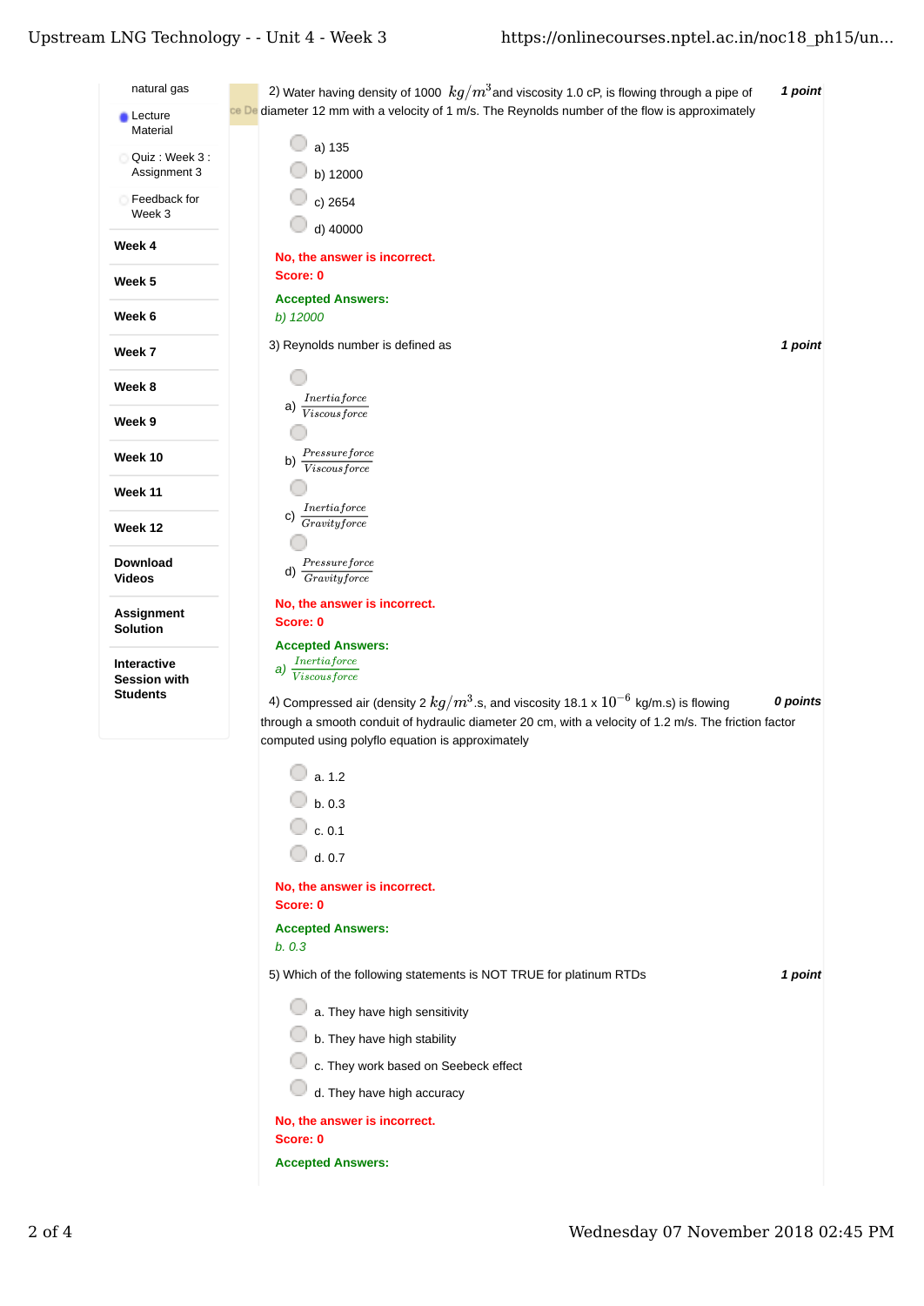2) Water having density of 1000 $kg/m^3$ and viscosity 1.0 cP, is flowing through a pipe of diameter 12 mm with a velocity of 1 m/s. The Reynolds number of the flow is approximately

*1 point*

- a) 135
- b) 12000
- c) 2654
- d) 40000

**No, the answer is incorrect.**
**Score: 0**

**Accepted Answers:**
*b) 12000*

3) Reynolds number is defined as

*1 point*

- a) $\frac{Inertia force}{Viscous force}$
- b) $\frac{Pressure force}{Viscous force}$
- c) $\frac{Inertia force}{Gravity force}$
- d) $\frac{Pressure force}{Gravity force}$

**No, the answer is incorrect.**
**Score: 0**

**Accepted Answers:**
*a)* $\frac{Inertia force}{Viscous force}$

4) Compressed air (density 2 $kg/m^3$.s, and viscosity 18.1 x $10^{-6}$ kg/m.s) is flowing through a smooth conduit of hydraulic diameter 20 cm, with a velocity of 1.2 m/s. The friction factor computed using polyflo equation is approximately

*0 points*

- a. 1.2
- b. 0.3
- c. 0.1
- d. 0.7

**No, the answer is incorrect.**
**Score: 0**

**Accepted Answers:**
*b. 0.3*

5) Which of the following statements is NOT TRUE for platinum RTDs

*1 point*

- a. They have high sensitivity
- b. They have high stability
- c. They work based on Seebeck effect
- d. They have high accuracy

**No, the answer is incorrect.**
**Score: 0**

**Accepted Answers:**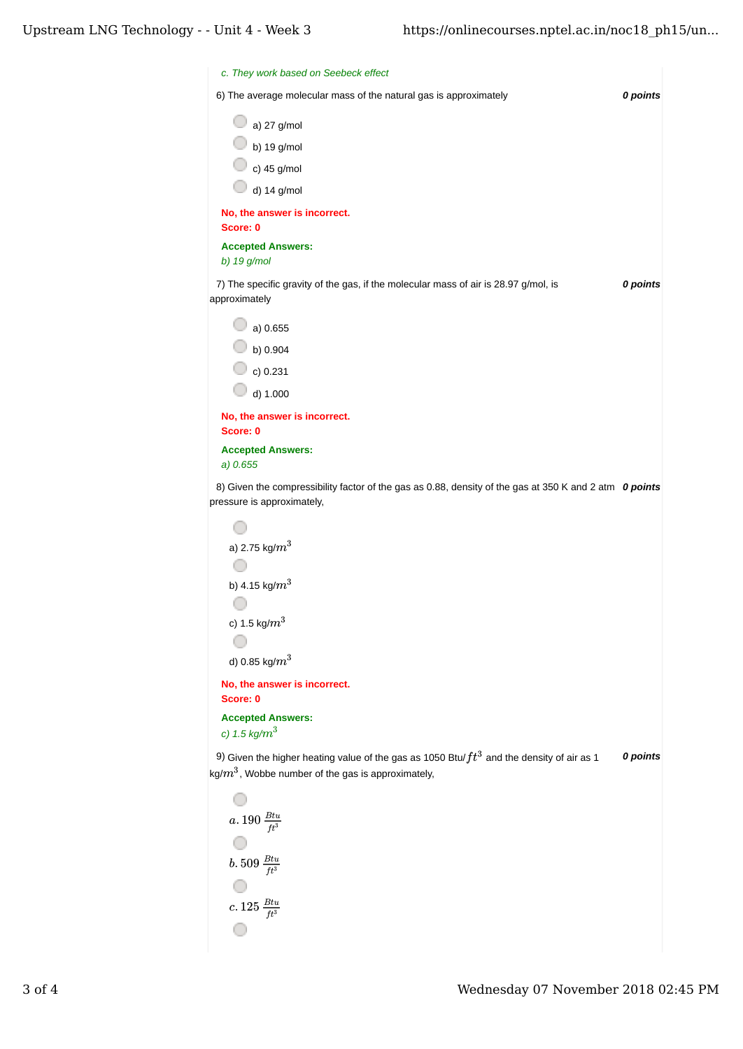*c. They work based on Seebeck effect*

6) The average molecular mass of the natural gas is approximately **0 points**

- a) 27 g/mol
- b) 19 g/mol
- c) 45 g/mol
- d) 14 g/mol

**No, the answer is incorrect.**
**Score: 0**

**Accepted Answers:**
*b) 19 g/mol*

7) The specific gravity of the gas, if the molecular mass of air is 28.97 g/mol, is approximately **0 points**

- a) 0.655
- b) 0.904
- c) 0.231
- d) 1.000

**No, the answer is incorrect.**
**Score: 0**

**Accepted Answers:**
*a) 0.655*

8) Given the compressibility factor of the gas as 0.88, density of the gas at 350 K and 2 atm pressure is approximately, **0 points**

- a) 2.75 kg/$m^3$
- b) 4.15 kg/$m^3$
- c) 1.5 kg/$m^3$
- d) 0.85 kg/$m^3$

**No, the answer is incorrect.**
**Score: 0**

**Accepted Answers:**
*c) 1.5 kg/$m^3$*

9) Given the higher heating value of the gas as 1050 Btu/$ft^3$ and the density of air as 1 kg/$m^3$, Wobbe number of the gas is approximately, **0 points**

- $a.\ 190\ \frac{Btu}{ft^3}$
- $b.\ 509\ \frac{Btu}{ft^3}$
- $c.\ 125\ \frac{Btu}{ft^3}$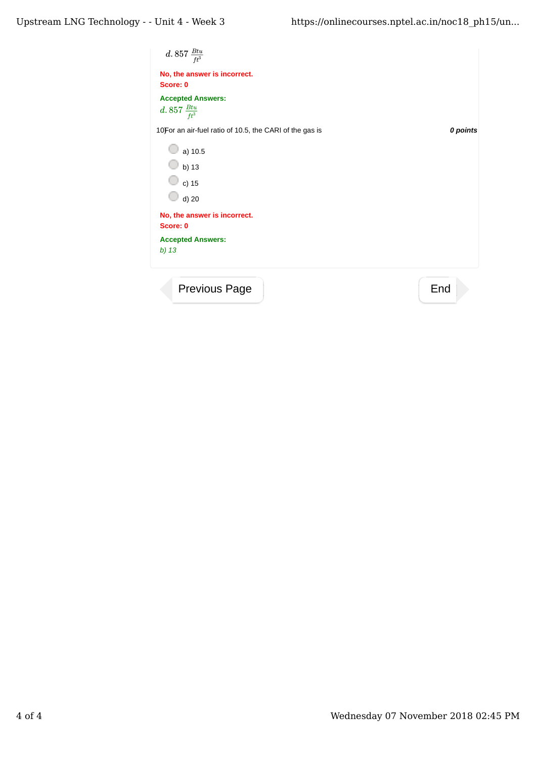d. $857 \frac{Btu}{ft^3}$

**No, the answer is incorrect.**
**Score: 0**

**Accepted Answers:**
d. $857 \frac{Btu}{ft^3}$

10) For an air-fuel ratio of 10.5, the CARI of the gas is ***0 points***

- a) 10.5
- b) 13
- c) 15
- d) 20

**No, the answer is incorrect.**
**Score: 0**

**Accepted Answers:**
*b) 13*

Previous Page

End